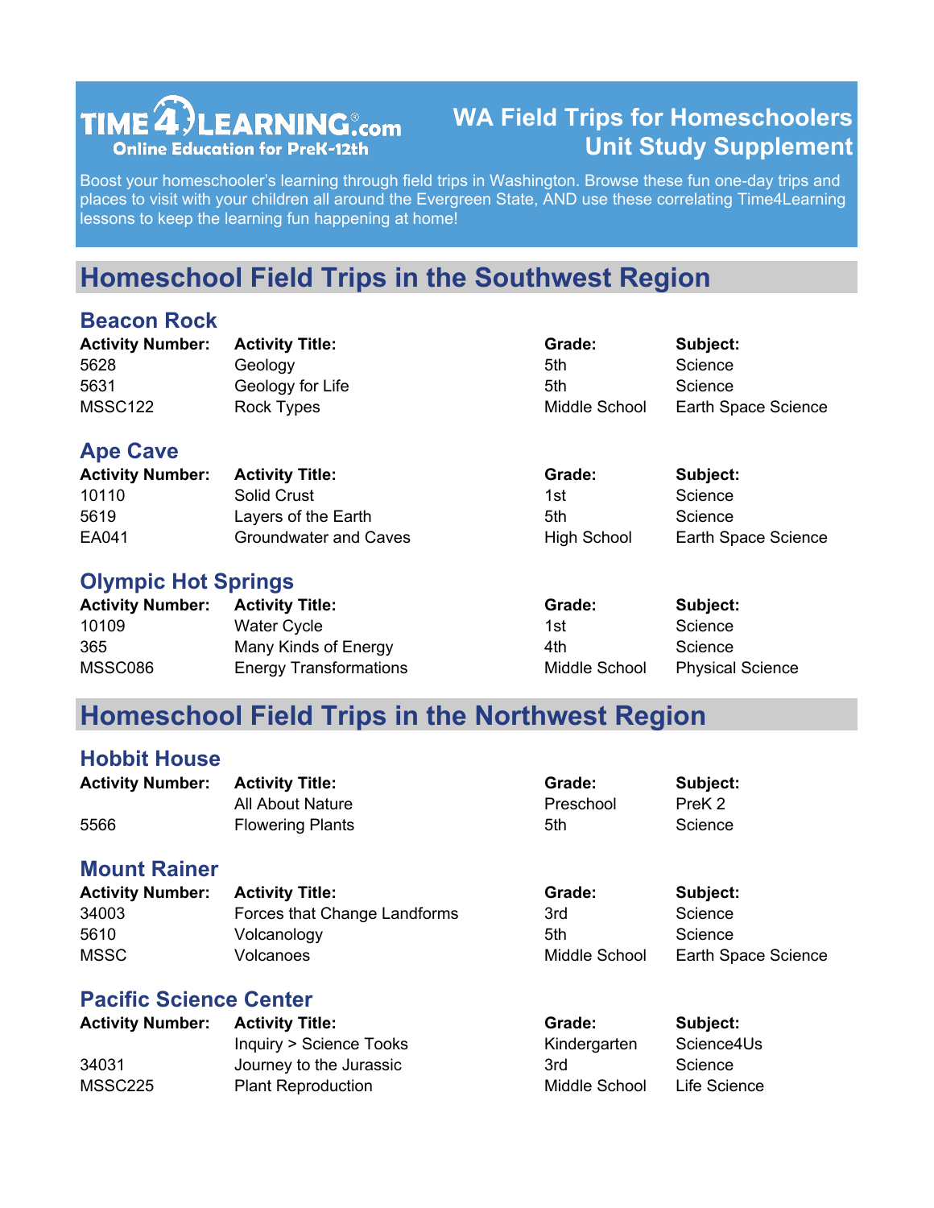TIME4LEARNING.com
Online Education for PreK-12th

# WA Field Trips for Homeschoolers Unit Study Supplement

Boost your homeschooler's learning through field trips in Washington. Browse these fun one-day trips and places to visit with your children all around the Evergreen State, AND use these correlating Time4Learning lessons to keep the learning fun happening at home!

## Homeschool Field Trips in the Southwest Region

### Beacon Rock

| Activity Number: | Activity Title: | Grade: | Subject: |
|---|---|---|---|
| 5628 | Geology | 5th | Science |
| 5631 | Geology for Life | 5th | Science |
| MSSC122 | Rock Types | Middle School | Earth Space Science |

### Ape Cave

| Activity Number: | Activity Title: | Grade: | Subject: |
|---|---|---|---|
| 10110 | Solid Crust | 1st | Science |
| 5619 | Layers of the Earth | 5th | Science |
| EA041 | Groundwater and Caves | High School | Earth Space Science |

### Olympic Hot Springs

| Activity Number: | Activity Title: | Grade: | Subject: |
|---|---|---|---|
| 10109 | Water Cycle | 1st | Science |
| 365 | Many Kinds of Energy | 4th | Science |
| MSSC086 | Energy Transformations | Middle School | Physical Science |

## Homeschool Field Trips in the Northwest Region

### Hobbit House

| Activity Number: | Activity Title: | Grade: | Subject: |
|---|---|---|---|
| | All About Nature | Preschool | PreK 2 |
| 5566 | Flowering Plants | 5th | Science |

### Mount Rainer

| Activity Number: | Activity Title: | Grade: | Subject: |
|---|---|---|---|
| 34003 | Forces that Change Landforms | 3rd | Science |
| 5610 | Volcanology | 5th | Science |
| MSSC | Volcanoes | Middle School | Earth Space Science |

### Pacific Science Center

| Activity Number: | Activity Title: | Grade: | Subject: |
|---|---|---|---|
| | Inquiry > Science Tooks | Kindergarten | Science4Us |
| 34031 | Journey to the Jurassic | 3rd | Science |
| MSSC225 | Plant Reproduction | Middle School | Life Science |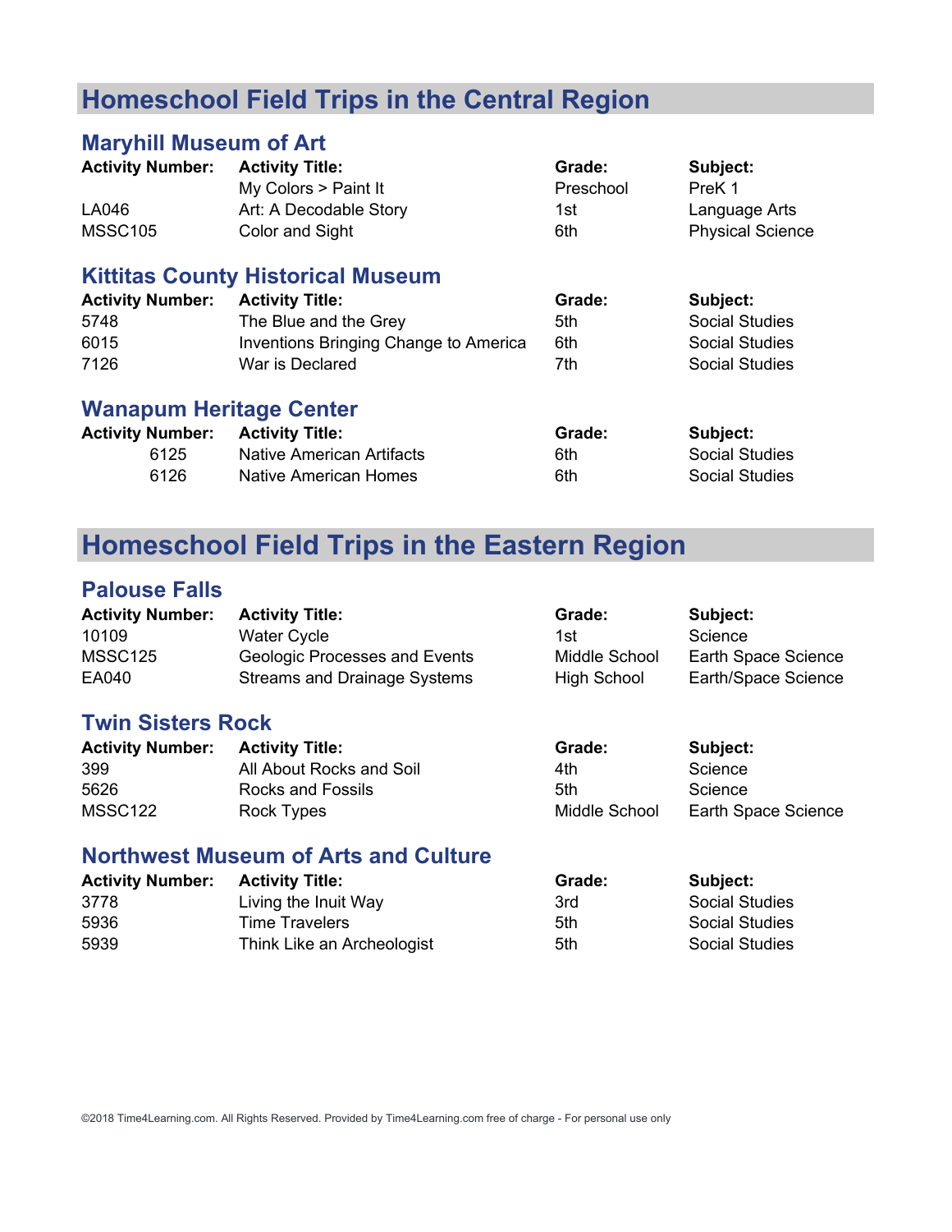# Homeschool Field Trips in the Central Region

## Maryhill Museum of Art

| Activity Number: | Activity Title: | Grade: | Subject: |
|---|---|---|---|
| | My Colors > Paint It | Preschool | PreK 1 |
| LA046 | Art: A Decodable Story | 1st | Language Arts |
| MSSC105 | Color and Sight | 6th | Physical Science |

## Kittitas County Historical Museum

| Activity Number: | Activity Title: | Grade: | Subject: |
|---|---|---|---|
| 5748 | The Blue and the Grey | 5th | Social Studies |
| 6015 | Inventions Bringing Change to America | 6th | Social Studies |
| 7126 | War is Declared | 7th | Social Studies |

## Wanapum Heritage Center

| Activity Number: | Activity Title: | Grade: | Subject: |
|---|---|---|---|
| 6125 | Native American Artifacts | 6th | Social Studies |
| 6126 | Native American Homes | 6th | Social Studies |

# Homeschool Field Trips in the Eastern Region

## Palouse Falls

| Activity Number: | Activity Title: | Grade: | Subject: |
|---|---|---|---|
| 10109 | Water Cycle | 1st | Science |
| MSSC125 | Geologic Processes and Events | Middle School | Earth Space Science |
| EA040 | Streams and Drainage Systems | High School | Earth/Space Science |

## Twin Sisters Rock

| Activity Number: | Activity Title: | Grade: | Subject: |
|---|---|---|---|
| 399 | All About Rocks and Soil | 4th | Science |
| 5626 | Rocks and Fossils | 5th | Science |
| MSSC122 | Rock Types | Middle School | Earth Space Science |

## Northwest Museum of Arts and Culture

| Activity Number: | Activity Title: | Grade: | Subject: |
|---|---|---|---|
| 3778 | Living the Inuit Way | 3rd | Social Studies |
| 5936 | Time Travelers | 5th | Social Studies |
| 5939 | Think Like an Archeologist | 5th | Social Studies |

©2018 Time4Learning.com. All Rights Reserved. Provided by Time4Learning.com free of charge - For personal use only